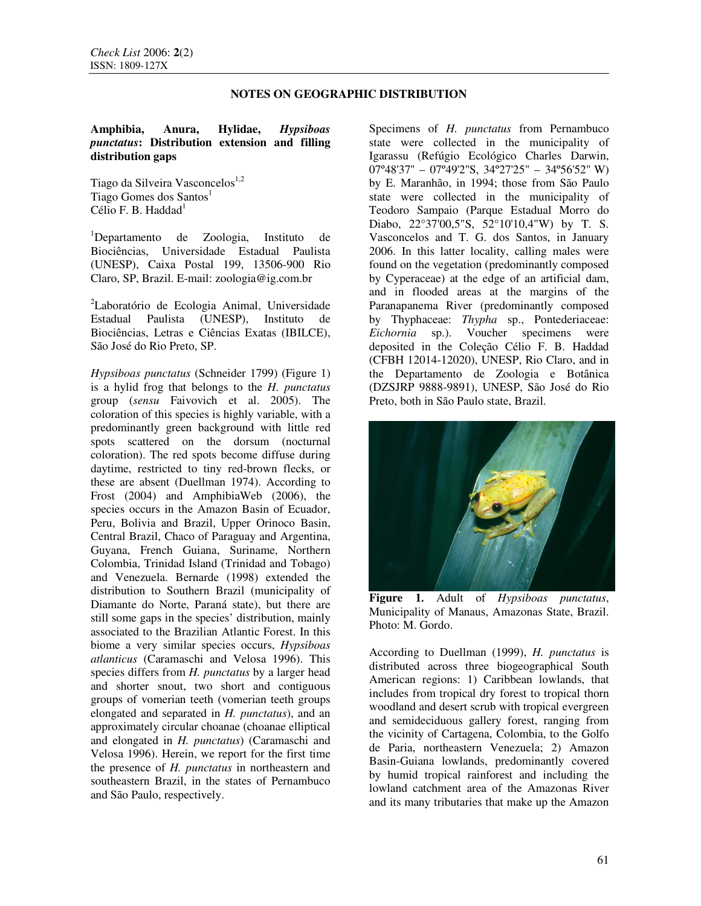## NOTES ON GEOGRAPHIC DISTRIBUTION

**Amphibia, Anura, Hylidae, *Hypsiboas punctatus*: Distribution extension and filling distribution gaps**

Tiago da Silveira Vasconcelos[1,2]
Tiago Gomes dos Santos[1]
Célio F. B. Haddad[1]

[1]Departamento de Zoologia, Instituto de Biociências, Universidade Estadual Paulista (UNESP), Caixa Postal 199, 13506-900 Rio Claro, SP, Brazil. E-mail: zoologia@ig.com.br

[2]Laboratório de Ecologia Animal, Universidade Estadual Paulista (UNESP), Instituto de Biociências, Letras e Ciências Exatas (IBILCE), São José do Rio Preto, SP.

*Hypsiboas punctatus* (Schneider 1799) (Figure 1) is a hylid frog that belongs to the *H. punctatus* group (*sensu* Faivovich et al. 2005). The coloration of this species is highly variable, with a predominantly green background with little red spots scattered on the dorsum (nocturnal coloration). The red spots become diffuse during daytime, restricted to tiny red-brown flecks, or these are absent (Duellman 1974). According to Frost (2004) and AmphibiaWeb (2006), the species occurs in the Amazon Basin of Ecuador, Peru, Bolivia and Brazil, Upper Orinoco Basin, Central Brazil, Chaco of Paraguay and Argentina, Guyana, French Guiana, Suriname, Northern Colombia, Trinidad Island (Trinidad and Tobago) and Venezuela. Bernarde (1998) extended the distribution to Southern Brazil (municipality of Diamante do Norte, Paraná state), but there are still some gaps in the species' distribution, mainly associated to the Brazilian Atlantic Forest. In this biome a very similar species occurs, *Hypsiboas atlanticus* (Caramaschi and Velosa 1996). This species differs from *H. punctatus* by a larger head and shorter snout, two short and contiguous groups of vomerian teeth (vomerian teeth groups elongated and separated in *H. punctatus*), and an approximately circular choanae (choanae elliptical and elongated in *H. punctatus*) (Caramaschi and Velosa 1996). Herein, we report for the first time the presence of *H. punctatus* in northeastern and southeastern Brazil, in the states of Pernambuco and São Paulo, respectively.

Specimens of *H. punctatus* from Pernambuco state were collected in the municipality of Igarassu (Refúgio Ecológico Charles Darwin, 07º48'37" – 07º49'2"S, 34º27'25" – 34º56'52" W) by E. Maranhão, in 1994; those from São Paulo state were collected in the municipality of Teodoro Sampaio (Parque Estadual Morro do Diabo, 22°37'00,5"S, 52°10'10,4"W) by T. S. Vasconcelos and T. G. dos Santos, in January 2006. In this latter locality, calling males were found on the vegetation (predominantly composed by Cyperaceae) at the edge of an artificial dam, and in flooded areas at the margins of the Paranapanema River (predominantly composed by Thyphaceae: *Thypha* sp., Pontederiaceae: *Eichornia* sp.). Voucher specimens were deposited in the Coleção Célio F. B. Haddad (CFBH 12014-12020), UNESP, Rio Claro, and in the Departamento de Zoologia e Botânica (DZSJRP 9888-9891), UNESP, São José do Rio Preto, both in São Paulo state, Brazil.

**Figure 1.** Adult of *Hypsiboas punctatus*, Municipality of Manaus, Amazonas State, Brazil. Photo: M. Gordo.

According to Duellman (1999), *H. punctatus* is distributed across three biogeographical South American regions: 1) Caribbean lowlands, that includes from tropical dry forest to tropical thorn woodland and desert scrub with tropical evergreen and semideciduous gallery forest, ranging from the vicinity of Cartagena, Colombia, to the Golfo de Paria, northeastern Venezuela; 2) Amazon Basin-Guiana lowlands, predominantly covered by humid tropical rainforest and including the lowland catchment area of the Amazonas River and its many tributaries that make up the Amazon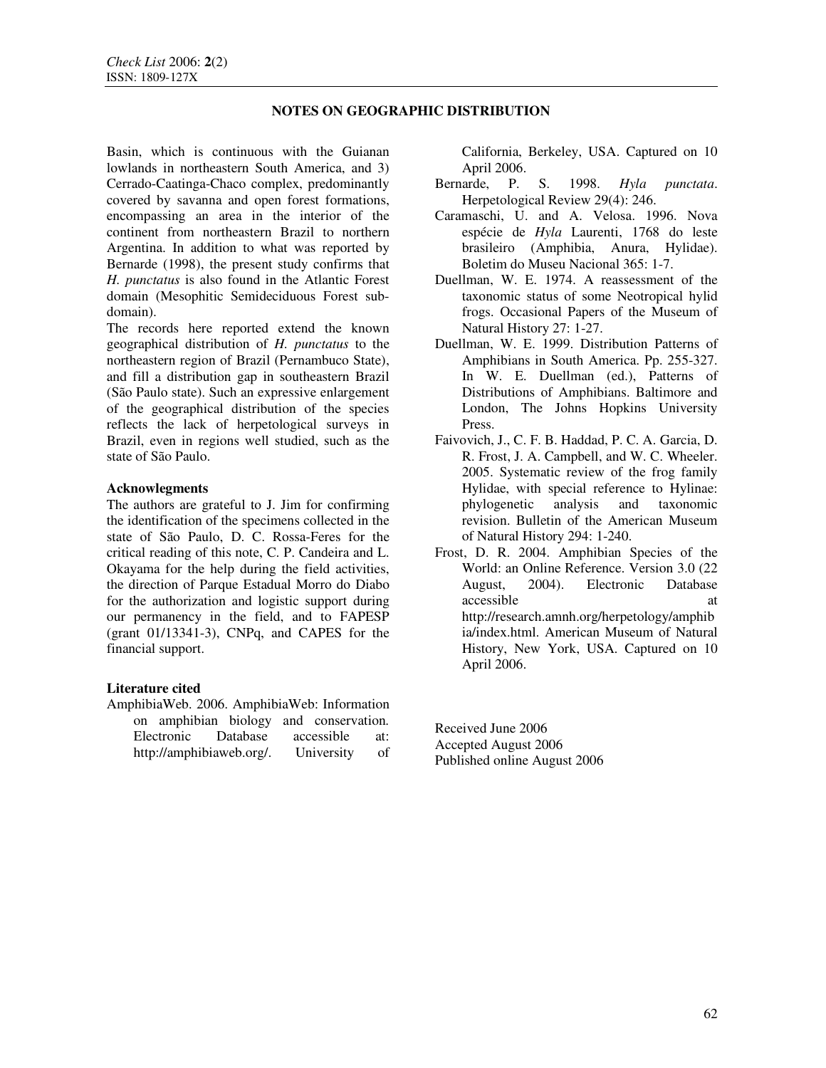## NOTES ON GEOGRAPHIC DISTRIBUTION

Basin, which is continuous with the Guianan lowlands in northeastern South America, and 3) Cerrado-Caatinga-Chaco complex, predominantly covered by savanna and open forest formations, encompassing an area in the interior of the continent from northeastern Brazil to northern Argentina. In addition to what was reported by Bernarde (1998), the present study confirms that *H. punctatus* is also found in the Atlantic Forest domain (Mesophitic Semideciduous Forest sub-domain).

The records here reported extend the known geographical distribution of *H. punctatus* to the northeastern region of Brazil (Pernambuco State), and fill a distribution gap in southeastern Brazil (São Paulo state). Such an expressive enlargement of the geographical distribution of the species reflects the lack of herpetological surveys in Brazil, even in regions well studied, such as the state of São Paulo.

### Acknowlegments

The authors are grateful to J. Jim for confirming the identification of the specimens collected in the state of São Paulo, D. C. Rossa-Feres for the critical reading of this note, C. P. Candeira and L. Okayama for the help during the field activities, the direction of Parque Estadual Morro do Diabo for the authorization and logistic support during our permanency in the field, and to FAPESP (grant 01/13341-3), CNPq, and CAPES for the financial support.

### Literature cited

AmphibiaWeb. 2006. AmphibiaWeb: Information on amphibian biology and conservation. Electronic Database accessible at: http://amphibiaweb.org/. University of California, Berkeley, USA. Captured on 10 April 2006.

Bernarde, P. S. 1998. *Hyla punctata*. Herpetological Review 29(4): 246.

Caramaschi, U. and A. Velosa. 1996. Nova espécie de *Hyla* Laurenti, 1768 do leste brasileiro (Amphibia, Anura, Hylidae). Boletim do Museu Nacional 365: 1-7.

Duellman, W. E. 1974. A reassessment of the taxonomic status of some Neotropical hylid frogs. Occasional Papers of the Museum of Natural History 27: 1-27.

Duellman, W. E. 1999. Distribution Patterns of Amphibians in South America. Pp. 255-327. In W. E. Duellman (ed.), Patterns of Distributions of Amphibians. Baltimore and London, The Johns Hopkins University Press.

Faivovich, J., C. F. B. Haddad, P. C. A. Garcia, D. R. Frost, J. A. Campbell, and W. C. Wheeler. 2005. Systematic review of the frog family Hylidae, with special reference to Hylinae: phylogenetic analysis and taxonomic revision. Bulletin of the American Museum of Natural History 294: 1-240.

Frost, D. R. 2004. Amphibian Species of the World: an Online Reference. Version 3.0 (22 August, 2004). Electronic Database accessible at http://research.amnh.org/herpetology/amphibia/index.html. American Museum of Natural History, New York, USA. Captured on 10 April 2006.

Received June 2006
Accepted August 2006
Published online August 2006